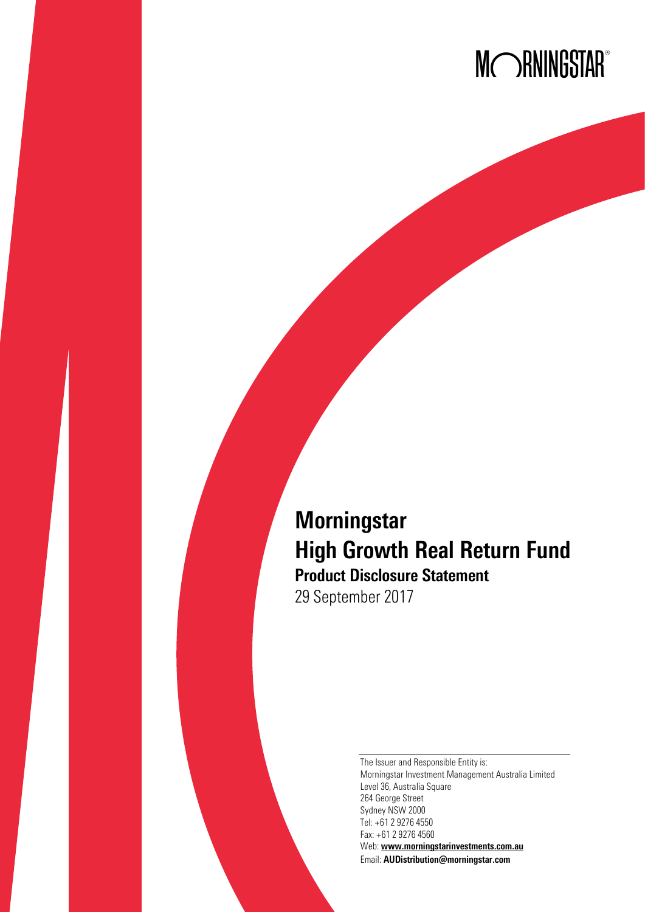MORNINGSTAR®

# Morningstar High Growth Real Return Fund

## Product Disclosure Statement

29 September 2017

The Issuer and Responsible Entity is:
Morningstar Investment Management Australia Limited
Level 36, Australia Square
264 George Street
Sydney NSW 2000
Tel: +61 2 9276 4550
Fax: +61 2 9276 4560
Web: **www.morningstarinvestments.com.au**
Email: **AUDistribution@morningstar.com**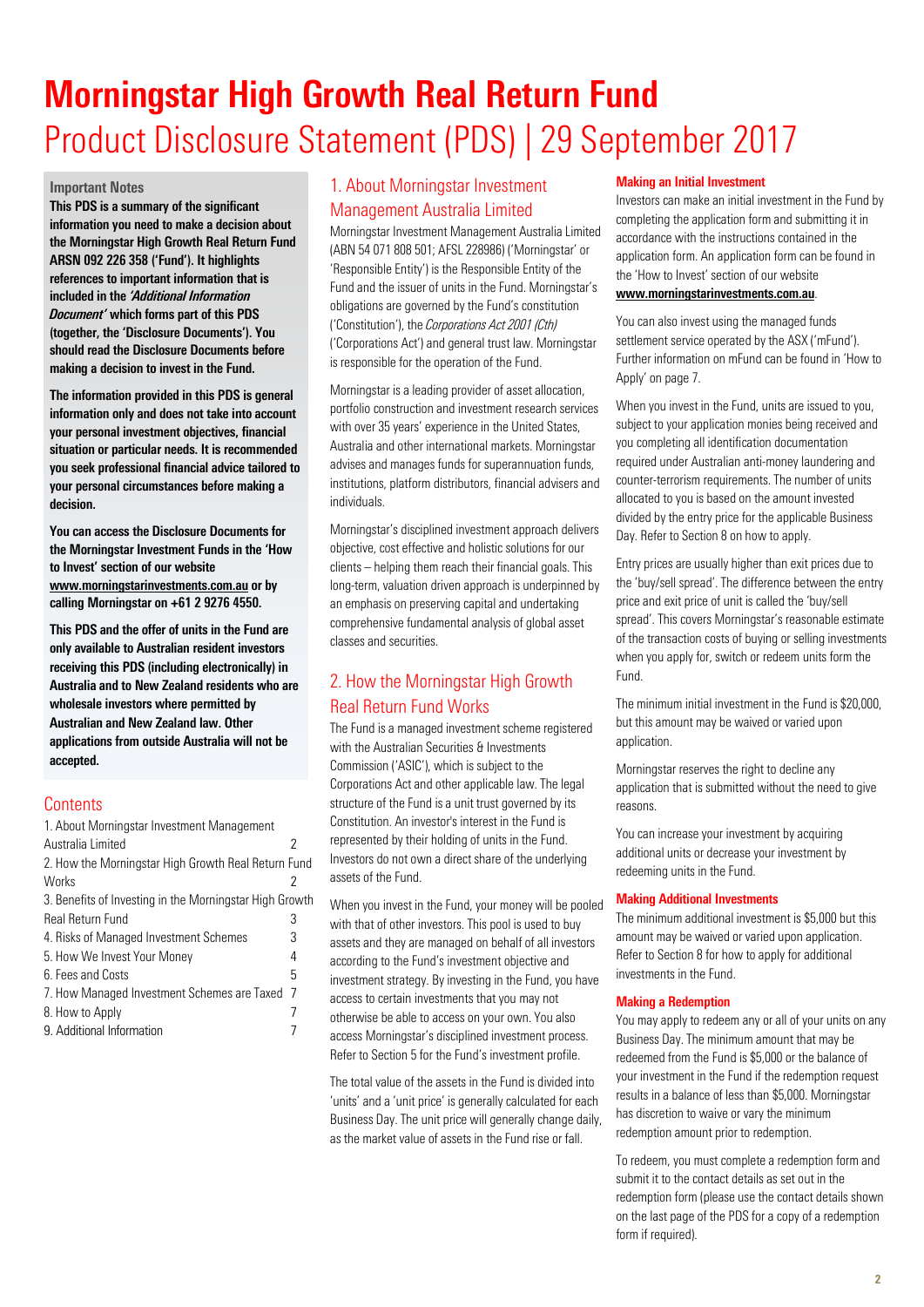# Morningstar High Growth Real Return Fund

Product Disclosure Statement (PDS) | 29 September 2017

**Important Notes**

**This PDS is a summary of the significant information you need to make a decision about the Morningstar High Growth Real Return Fund ARSN 092 226 358 ('Fund'). It highlights references to important information that is included in the *'Additional Information Document'* which forms part of this PDS (together, the 'Disclosure Documents'). You should read the Disclosure Documents before making a decision to invest in the Fund.**

**The information provided in this PDS is general information only and does not take into account your personal investment objectives, financial situation or particular needs. It is recommended you seek professional financial advice tailored to your personal circumstances before making a decision.**

**You can access the Disclosure Documents for the Morningstar Investment Funds in the 'How to Invest' section of our website www.morningstarinvestments.com.au or by calling Morningstar on +61 2 9276 4550.**

**This PDS and the offer of units in the Fund are only available to Australian resident investors receiving this PDS (including electronically) in Australia and to New Zealand residents who are wholesale investors where permitted by Australian and New Zealand law. Other applications from outside Australia will not be accepted.**

## Contents

| | |
|---|---|
| 1. About Morningstar Investment Management Australia Limited | 2 |
| 2. How the Morningstar High Growth Real Return Fund Works | 2 |
| 3. Benefits of Investing in the Morningstar High Growth Real Return Fund | 3 |
| 4. Risks of Managed Investment Schemes | 3 |
| 5. How We Invest Your Money | 4 |
| 6. Fees and Costs | 5 |
| 7. How Managed Investment Schemes are Taxed | 7 |
| 8. How to Apply | 7 |
| 9. Additional Information | 7 |

## 1. About Morningstar Investment Management Australia Limited

Morningstar Investment Management Australia Limited (ABN 54 071 808 501; AFSL 228986) ('Morningstar' or 'Responsible Entity') is the Responsible Entity of the Fund and the issuer of units in the Fund. Morningstar's obligations are governed by the Fund's constitution ('Constitution'), the *Corporations Act 2001 (Cth)* ('Corporations Act') and general trust law. Morningstar is responsible for the operation of the Fund.

Morningstar is a leading provider of asset allocation, portfolio construction and investment research services with over 35 years' experience in the United States, Australia and other international markets. Morningstar advises and manages funds for superannuation funds, institutions, platform distributors, financial advisers and individuals.

Morningstar's disciplined investment approach delivers objective, cost effective and holistic solutions for our clients – helping them reach their financial goals. This long-term, valuation driven approach is underpinned by an emphasis on preserving capital and undertaking comprehensive fundamental analysis of global asset classes and securities.

## 2. How the Morningstar High Growth Real Return Fund Works

The Fund is a managed investment scheme registered with the Australian Securities & Investments Commission ('ASIC'), which is subject to the Corporations Act and other applicable law. The legal structure of the Fund is a unit trust governed by its Constitution. An investor's interest in the Fund is represented by their holding of units in the Fund. Investors do not own a direct share of the underlying assets of the Fund.

When you invest in the Fund, your money will be pooled with that of other investors. This pool is used to buy assets and they are managed on behalf of all investors according to the Fund's investment objective and investment strategy. By investing in the Fund, you have access to certain investments that you may not otherwise be able to access on your own. You also access Morningstar's disciplined investment process. Refer to Section 5 for the Fund's investment profile.

The total value of the assets in the Fund is divided into 'units' and a 'unit price' is generally calculated for each Business Day. The unit price will generally change daily, as the market value of assets in the Fund rise or fall.

### Making an Initial Investment

Investors can make an initial investment in the Fund by completing the application form and submitting it in accordance with the instructions contained in the application form. An application form can be found in the 'How to Invest' section of our website **www.morningstarinvestments.com.au**.

You can also invest using the managed funds settlement service operated by the ASX ('mFund'). Further information on mFund can be found in 'How to Apply' on page 7.

When you invest in the Fund, units are issued to you, subject to your application monies being received and you completing all identification documentation required under Australian anti-money laundering and counter-terrorism requirements. The number of units allocated to you is based on the amount invested divided by the entry price for the applicable Business Day. Refer to Section 8 on how to apply.

Entry prices are usually higher than exit prices due to the 'buy/sell spread'. The difference between the entry price and exit price of unit is called the 'buy/sell spread'. This covers Morningstar's reasonable estimate of the transaction costs of buying or selling investments when you apply for, switch or redeem units form the Fund.

The minimum initial investment in the Fund is $20,000, but this amount may be waived or varied upon application.

Morningstar reserves the right to decline any application that is submitted without the need to give reasons.

You can increase your investment by acquiring additional units or decrease your investment by redeeming units in the Fund.

### Making Additional Investments

The minimum additional investment is $5,000 but this amount may be waived or varied upon application. Refer to Section 8 for how to apply for additional investments in the Fund.

### Making a Redemption

You may apply to redeem any or all of your units on any Business Day. The minimum amount that may be redeemed from the Fund is $5,000 or the balance of your investment in the Fund if the redemption request results in a balance of less than $5,000. Morningstar has discretion to waive or vary the minimum redemption amount prior to redemption.

To redeem, you must complete a redemption form and submit it to the contact details as set out in the redemption form (please use the contact details shown on the last page of the PDS for a copy of a redemption form if required).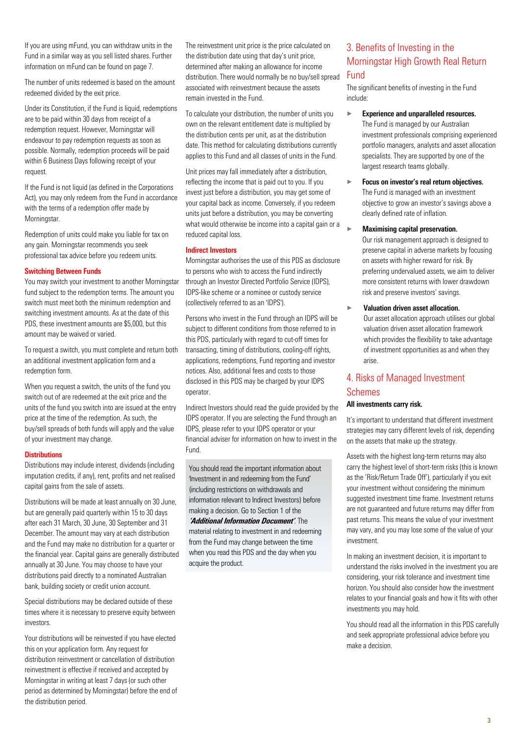If you are using mFund, you can withdraw units in the Fund in a similar way as you sell listed shares. Further information on mFund can be found on page 7.

The number of units redeemed is based on the amount redeemed divided by the exit price.

Under its Constitution, if the Fund is liquid, redemptions are to be paid within 30 days from receipt of a redemption request. However, Morningstar will endeavour to pay redemption requests as soon as possible. Normally, redemption proceeds will be paid within 6 Business Days following receipt of your request.

If the Fund is not liquid (as defined in the Corporations Act), you may only redeem from the Fund in accordance with the terms of a redemption offer made by Morningstar.

Redemption of units could make you liable for tax on any gain. Morningstar recommends you seek professional tax advice before you redeem units.

### Switching Between Funds

You may switch your investment to another Morningstar fund subject to the redemption terms. The amount you switch must meet both the minimum redemption and switching investment amounts. As at the date of this PDS, these investment amounts are $5,000, but this amount may be waived or varied.

To request a switch, you must complete and return both an additional investment application form and a redemption form.

When you request a switch, the units of the fund you switch out of are redeemed at the exit price and the units of the fund you switch into are issued at the entry price at the time of the redemption. As such, the buy/sell spreads of both funds will apply and the value of your investment may change.

### Distributions

Distributions may include interest, dividends (including imputation credits, if any), rent, profits and net realised capital gains from the sale of assets.

Distributions will be made at least annually on 30 June, but are generally paid quarterly within 15 to 30 days after each 31 March, 30 June, 30 September and 31 December. The amount may vary at each distribution and the Fund may make no distribution for a quarter or the financial year. Capital gains are generally distributed annually at 30 June. You may choose to have your distributions paid directly to a nominated Australian bank, building society or credit union account.

Special distributions may be declared outside of these times where it is necessary to preserve equity between investors.

Your distributions will be reinvested if you have elected this on your application form. Any request for distribution reinvestment or cancellation of distribution reinvestment is effective if received and accepted by Morningstar in writing at least 7 days (or such other period as determined by Morningstar) before the end of the distribution period.

The reinvestment unit price is the price calculated on the distribution date using that day's unit price, determined after making an allowance for income distribution. There would normally be no buy/sell spread associated with reinvestment because the assets remain invested in the Fund.

To calculate your distribution, the number of units you own on the relevant entitlement date is multiplied by the distribution cents per unit, as at the distribution date. This method for calculating distributions currently applies to this Fund and all classes of units in the Fund.

Unit prices may fall immediately after a distribution, reflecting the income that is paid out to you. If you invest just before a distribution, you may get some of your capital back as income. Conversely, if you redeem units just before a distribution, you may be converting what would otherwise be income into a capital gain or a reduced capital loss.

### Indirect Investors

Morningstar authorises the use of this PDS as disclosure to persons who wish to access the Fund indirectly through an Investor Directed Portfolio Service (IDPS), IDPS-like scheme or a nominee or custody service (collectively referred to as an 'IDPS').

Persons who invest in the Fund through an IDPS will be subject to different conditions from those referred to in this PDS, particularly with regard to cut-off times for transacting, timing of distributions, cooling-off rights, applications, redemptions, Fund reporting and investor notices. Also, additional fees and costs to those disclosed in this PDS may be charged by your IDPS operator.

Indirect Investors should read the guide provided by the IDPS operator. If you are selecting the Fund through an IDPS, please refer to your IDPS operator or your financial adviser for information on how to invest in the Fund.

You should read the important information about 'Investment in and redeeming from the Fund' (including restrictions on withdrawals and information relevant to Indirect Investors) before making a decision. Go to Section 1 of the ***'Additional Information Document'***. The material relating to investment in and redeeming from the Fund may change between the time when you read this PDS and the day when you acquire the product.

## 3. Benefits of Investing in the Morningstar High Growth Real Return Fund

The significant benefits of investing in the Fund include:

- **Experience and unparalleled resources.** The Fund is managed by our Australian investment professionals comprising experienced portfolio managers, analysts and asset allocation specialists. They are supported by one of the largest research teams globally.
- **Focus on investor's real return objectives.** The Fund is managed with an investment objective to grow an investor's savings above a clearly defined rate of inflation.
- **Maximising capital preservation.** Our risk management approach is designed to preserve capital in adverse markets by focusing on assets with higher reward for risk. By preferring undervalued assets, we aim to deliver more consistent returns with lower drawdown risk and preserve investors' savings.
- **Valuation driven asset allocation.** Our asset allocation approach utilises our global valuation driven asset allocation framework which provides the flexibility to take advantage of investment opportunities as and when they arise.

## 4. Risks of Managed Investment Schemes

**All investments carry risk.**

It's important to understand that different investment strategies may carry different levels of risk, depending on the assets that make up the strategy.

Assets with the highest long-term returns may also carry the highest level of short-term risks (this is known as the 'Risk/Return Trade Off'), particularly if you exit your investment without considering the minimum suggested investment time frame. Investment returns are not guaranteed and future returns may differ from past returns. This means the value of your investment may vary, and you may lose some of the value of your investment.

In making an investment decision, it is important to understand the risks involved in the investment you are considering, your risk tolerance and investment time horizon. You should also consider how the investment relates to your financial goals and how it fits with other investments you may hold.

You should read all the information in this PDS carefully and seek appropriate professional advice before you make a decision.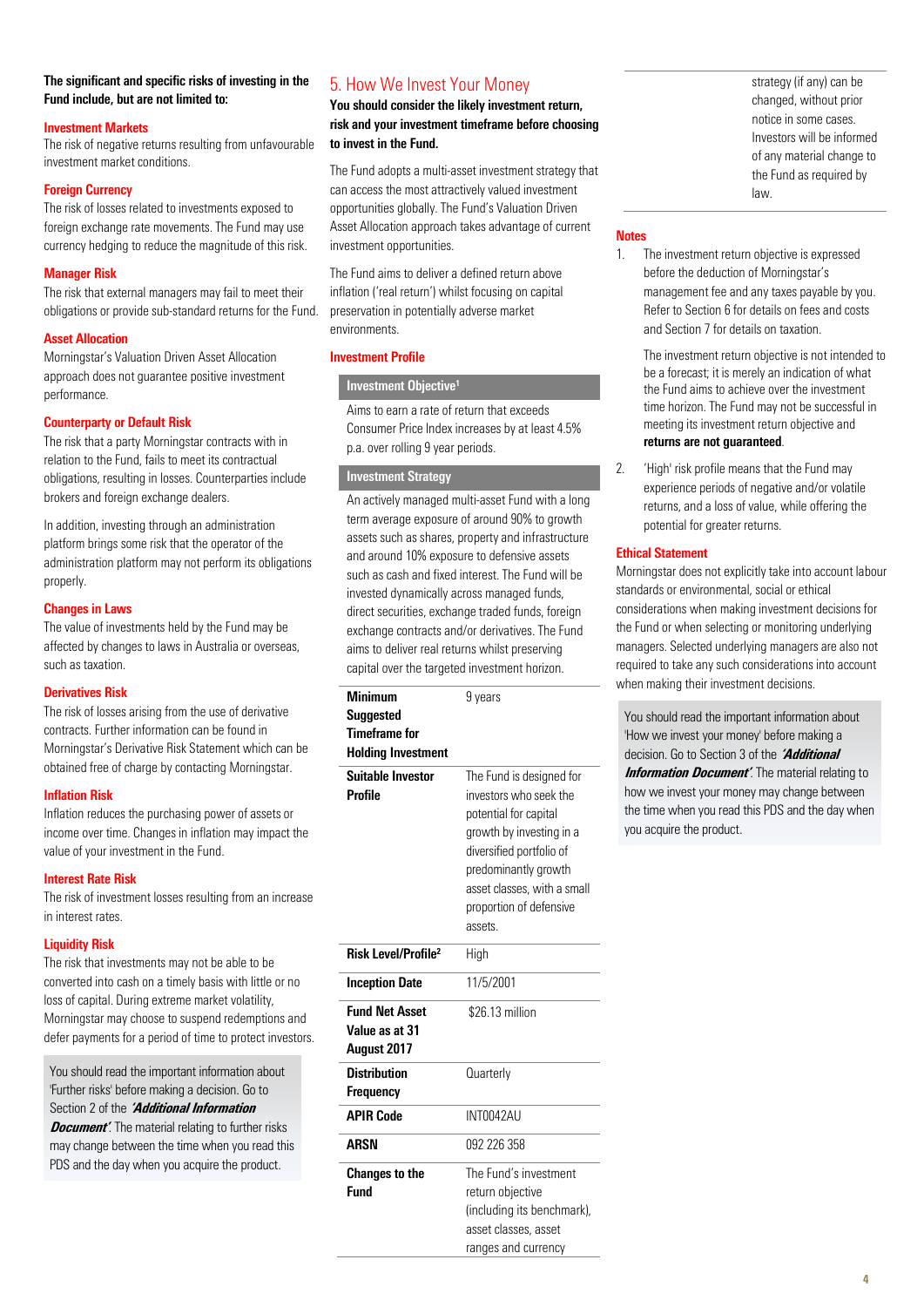**The significant and specific risks of investing in the Fund include, but are not limited to:**

### Investment Markets

The risk of negative returns resulting from unfavourable investment market conditions.

### Foreign Currency

The risk of losses related to investments exposed to foreign exchange rate movements. The Fund may use currency hedging to reduce the magnitude of this risk.

### Manager Risk

The risk that external managers may fail to meet their obligations or provide sub-standard returns for the Fund.

### Asset Allocation

Morningstar's Valuation Driven Asset Allocation approach does not guarantee positive investment performance.

### Counterparty or Default Risk

The risk that a party Morningstar contracts with in relation to the Fund, fails to meet its contractual obligations, resulting in losses. Counterparties include brokers and foreign exchange dealers.

In addition, investing through an administration platform brings some risk that the operator of the administration platform may not perform its obligations properly.

### Changes in Laws

The value of investments held by the Fund may be affected by changes to laws in Australia or overseas, such as taxation.

### Derivatives Risk

The risk of losses arising from the use of derivative contracts. Further information can be found in Morningstar's Derivative Risk Statement which can be obtained free of charge by contacting Morningstar.

### Inflation Risk

Inflation reduces the purchasing power of assets or income over time. Changes in inflation may impact the value of your investment in the Fund.

### Interest Rate Risk

The risk of investment losses resulting from an increase in interest rates.

### Liquidity Risk

The risk that investments may not be able to be converted into cash on a timely basis with little or no loss of capital. During extreme market volatility, Morningstar may choose to suspend redemptions and defer payments for a period of time to protect investors.

> You should read the important information about 'Further risks' before making a decision. Go to Section 2 of the ***'Additional Information Document'***. The material relating to further risks may change between the time when you read this PDS and the day when you acquire the product.

## 5. How We Invest Your Money

**You should consider the likely investment return, risk and your investment timeframe before choosing to invest in the Fund.**

The Fund adopts a multi-asset investment strategy that can access the most attractively valued investment opportunities globally. The Fund's Valuation Driven Asset Allocation approach takes advantage of current investment opportunities.

The Fund aims to deliver a defined return above inflation ('real return') whilst focusing on capital preservation in potentially adverse market environments.

### Investment Profile

**Investment Objective[1]**

Aims to earn a rate of return that exceeds Consumer Price Index increases by at least 4.5% p.a. over rolling 9 year periods.

**Investment Strategy**

An actively managed multi-asset Fund with a long term average exposure of around 90% to growth assets such as shares, property and infrastructure and around 10% exposure to defensive assets such as cash and fixed interest. The Fund will be invested dynamically across managed funds, direct securities, exchange traded funds, foreign exchange contracts and/or derivatives. The Fund aims to deliver real returns whilst preserving capital over the targeted investment horizon.

| | |
|---|---|
| **Minimum Suggested Timeframe for Holding Investment** | 9 years |
| **Suitable Investor Profile** | The Fund is designed for investors who seek the potential for capital growth by investing in a diversified portfolio of predominantly growth asset classes, with a small proportion of defensive assets. |
| **Risk Level/Profile[2]** | High |
| **Inception Date** | 11/5/2001 |
| **Fund Net Asset Value as at 31 August 2017** | $26.13 million |
| **Distribution Frequency** | Quarterly |
| **APIR Code** | INT0042AU |
| **ARSN** | 092 226 358 |
| **Changes to the Fund** | The Fund's investment return objective (including its benchmark), asset classes, asset ranges and currency strategy (if any) can be changed, without prior notice in some cases. Investors will be informed of any material change to the Fund as required by law. |

### Notes

1. The investment return objective is expressed before the deduction of Morningstar's management fee and any taxes payable by you. Refer to Section 6 for details on fees and costs and Section 7 for details on taxation.

   The investment return objective is not intended to be a forecast; it is merely an indication of what the Fund aims to achieve over the investment time horizon. The Fund may not be successful in meeting its investment return objective and **returns are not guaranteed**.

2. 'High' risk profile means that the Fund may experience periods of negative and/or volatile returns, and a loss of value, while offering the potential for greater returns.

### Ethical Statement

Morningstar does not explicitly take into account labour standards or environmental, social or ethical considerations when making investment decisions for the Fund or when selecting or monitoring underlying managers. Selected underlying managers are also not required to take any such considerations into account when making their investment decisions.

> You should read the important information about 'How we invest your money' before making a decision. Go to Section 3 of the ***'Additional Information Document'***. The material relating to how we invest your money may change between the time when you read this PDS and the day when you acquire the product.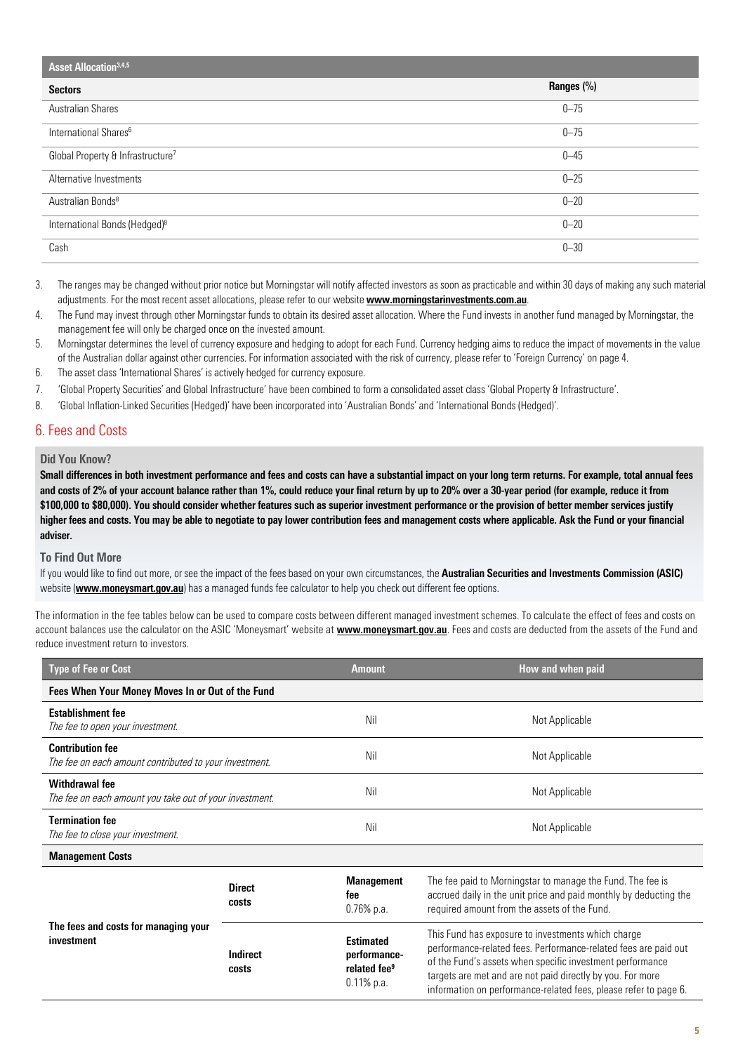| Asset Allocation[3,4,5] | |
|---|---|
| **Sectors** | **Ranges (%)** |
| Australian Shares | 0–75 |
| International Shares[6] | 0–75 |
| Global Property & Infrastructure[7] | 0–45 |
| Alternative Investments | 0–25 |
| Australian Bonds[8] | 0–20 |
| International Bonds (Hedged)[8] | 0–20 |
| Cash | 0–30 |

3. The ranges may be changed without prior notice but Morningstar will notify affected investors as soon as practicable and within 30 days of making any such material adjustments. For the most recent asset allocations, please refer to our website **www.morningstarinvestments.com.au**.
4. The Fund may invest through other Morningstar funds to obtain its desired asset allocation. Where the Fund invests in another fund managed by Morningstar, the management fee will only be charged once on the invested amount.
5. Morningstar determines the level of currency exposure and hedging to adopt for each Fund. Currency hedging aims to reduce the impact of movements in the value of the Australian dollar against other currencies. For information associated with the risk of currency, please refer to 'Foreign Currency' on page 4.
6. The asset class 'International Shares' is actively hedged for currency exposure.
7. 'Global Property Securities' and Global Infrastructure' have been combined to form a consolidated asset class 'Global Property & Infrastructure'.
8. 'Global Inflation-Linked Securities (Hedged)' have been incorporated into 'Australian Bonds' and 'International Bonds (Hedged)'.

## 6. Fees and Costs

### Did You Know?

**Small differences in both investment performance and fees and costs can have a substantial impact on your long term returns. For example, total annual fees and costs of 2% of your account balance rather than 1%, could reduce your final return by up to 20% over a 30-year period (for example, reduce it from $100,000 to $80,000). You should consider whether features such as superior investment performance or the provision of better member services justify higher fees and costs. You may be able to negotiate to pay lower contribution fees and management costs where applicable. Ask the Fund or your financial adviser.**

### To Find Out More

If you would like to find out more, or see the impact of the fees based on your own circumstances, the **Australian Securities and Investments Commission (ASIC)** website (**www.moneysmart.gov.au**) has a managed funds fee calculator to help you check out different fee options.

The information in the fee tables below can be used to compare costs between different managed investment schemes. To calculate the effect of fees and costs on account balances use the calculator on the ASIC 'Moneysmart' website at **www.moneysmart.gov.au**. Fees and costs are deducted from the assets of the Fund and reduce investment return to investors.

| Type of Fee or Cost | | Amount | How and when paid |
|---|---|---|---|
| **Fees When Your Money Moves In or Out of the Fund** | | | |
| **Establishment fee** *The fee to open your investment.* | | Nil | Not Applicable |
| **Contribution fee** *The fee on each amount contributed to your investment.* | | Nil | Not Applicable |
| **Withdrawal fee** *The fee on each amount you take out of your investment.* | | Nil | Not Applicable |
| **Termination fee** *The fee to close your investment.* | | Nil | Not Applicable |
| **Management Costs** | | | |
| **The fees and costs for managing your investment** | **Direct costs** | **Management fee** 0.76% p.a. | The fee paid to Morningstar to manage the Fund. The fee is accrued daily in the unit price and paid monthly by deducting the required amount from the assets of the Fund. |
| | **Indirect costs** | **Estimated performance-related fee[9]** 0.11% p.a. | This Fund has exposure to investments which charge performance-related fees. Performance-related fees are paid out of the Fund's assets when specific investment performance targets are met and are not paid directly by you. For more information on performance-related fees, please refer to page 6. |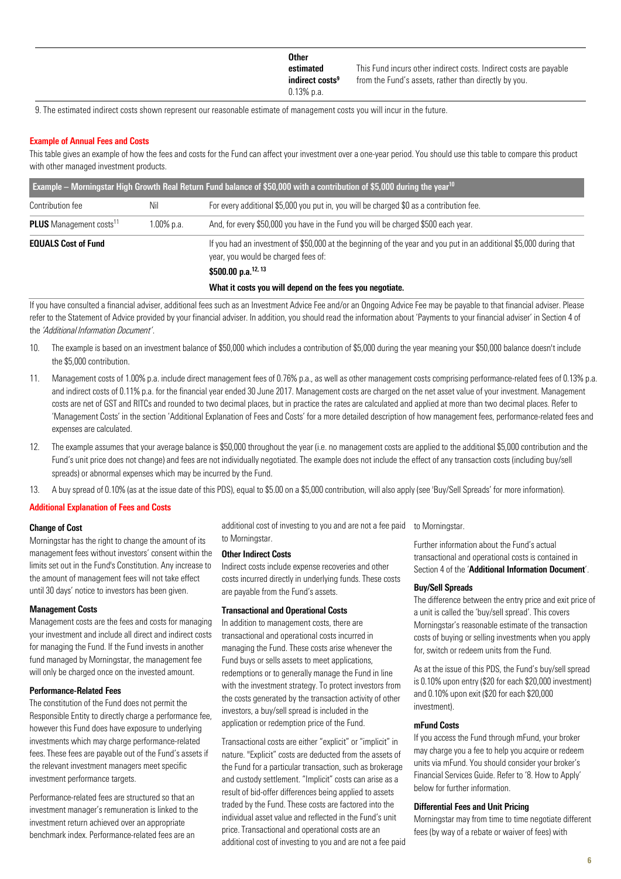| | | |
|---|---|---|
| | **Other estimated indirect costs**[9] 0.13% p.a. | This Fund incurs other indirect costs. Indirect costs are payable from the Fund's assets, rather than directly by you. |

9. The estimated indirect costs shown represent our reasonable estimate of management costs you will incur in the future.

## Example of Annual Fees and Costs

This table gives an example of how the fees and costs for the Fund can affect your investment over a one-year period. You should use this table to compare this product with other managed investment products.

| Example – Morningstar High Growth Real Return Fund balance of \$50,000 with a contribution of \$5,000 during the year[10] | | |
|---|---|---|
| Contribution fee | Nil | For every additional \$5,000 you put in, you will be charged \$0 as a contribution fee. |
| **PLUS** Management costs[11] | 1.00% p.a. | And, for every \$50,000 you have in the Fund you will be charged \$500 each year. |
| **EQUALS Cost of Fund** | | If you had an investment of \$50,000 at the beginning of the year and you put in an additional \$5,000 during that year, you would be charged fees of: **\$500.00 p.a.**[12, 13] **What it costs you will depend on the fees you negotiate.** |

If you have consulted a financial adviser, additional fees such as an Investment Advice Fee and/or an Ongoing Advice Fee may be payable to that financial adviser. Please refer to the Statement of Advice provided by your financial adviser. In addition, you should read the information about 'Payments to your financial adviser' in Section 4 of the *'Additional Information Document'*.

10. The example is based on an investment balance of \$50,000 which includes a contribution of \$5,000 during the year meaning your \$50,000 balance doesn't include the \$5,000 contribution.
11. Management costs of 1.00% p.a. include direct management fees of 0.76% p.a., as well as other management costs comprising performance-related fees of 0.13% p.a. and indirect costs of 0.11% p.a. for the financial year ended 30 June 2017. Management costs are charged on the net asset value of your investment. Management costs are net of GST and RITCs and rounded to two decimal places, but in practice the rates are calculated and applied at more than two decimal places. Refer to 'Management Costs' in the section 'Additional Explanation of Fees and Costs' for a more detailed description of how management fees, performance-related fees and expenses are calculated.
12. The example assumes that your average balance is \$50,000 throughout the year (i.e. no management costs are applied to the additional \$5,000 contribution and the Fund's unit price does not change) and fees are not individually negotiated. The example does not include the effect of any transaction costs (including buy/sell spreads) or abnormal expenses which may be incurred by the Fund.
13. A buy spread of 0.10% (as at the issue date of this PDS), equal to \$5.00 on a \$5,000 contribution, will also apply (see 'Buy/Sell Spreads' for more information).

## Additional Explanation of Fees and Costs

### Change of Cost

Morningstar has the right to change the amount of its management fees without investors' consent within the limits set out in the Fund's Constitution. Any increase to the amount of management fees will not take effect until 30 days' notice to investors has been given.

### Management Costs

Management costs are the fees and costs for managing your investment and include all direct and indirect costs for managing the Fund. If the Fund invests in another fund managed by Morningstar, the management fee will only be charged once on the invested amount.

### Performance-Related Fees

The constitution of the Fund does not permit the Responsible Entity to directly charge a performance fee, however this Fund does have exposure to underlying investments which may charge performance-related fees. These fees are payable out of the Fund's assets if the relevant investment managers meet specific investment performance targets.

Performance-related fees are structured so that an investment manager's remuneration is linked to the investment return achieved over an appropriate benchmark index. Performance-related fees are an additional cost of investing to you and are not a fee paid to Morningstar.

### Other Indirect Costs

Indirect costs include expense recoveries and other costs incurred directly in underlying funds. These costs are payable from the Fund's assets.

### Transactional and Operational Costs

In addition to management costs, there are transactional and operational costs incurred in managing the Fund. These costs arise whenever the Fund buys or sells assets to meet applications, redemptions or to generally manage the Fund in line with the investment strategy. To protect investors from the costs generated by the transaction activity of other investors, a buy/sell spread is included in the application or redemption price of the Fund.

Transactional costs are either "explicit" or "implicit" in nature. "Explicit" costs are deducted from the assets of the Fund for a particular transaction, such as brokerage and custody settlement. "Implicit" costs can arise as a result of bid-offer differences being applied to assets traded by the Fund. These costs are factored into the individual asset value and reflected in the Fund's unit price. Transactional and operational costs are an additional cost of investing to you and are not a fee paid to Morningstar.

Further information about the Fund's actual transactional and operational costs is contained in Section 4 of the '**Additional Information Document**'.

### Buy/Sell Spreads

The difference between the entry price and exit price of a unit is called the 'buy/sell spread'. This covers Morningstar's reasonable estimate of the transaction costs of buying or selling investments when you apply for, switch or redeem units from the Fund.

As at the issue of this PDS, the Fund's buy/sell spread is 0.10% upon entry (\$20 for each \$20,000 investment) and 0.10% upon exit (\$20 for each \$20,000 investment).

### mFund Costs

If you access the Fund through mFund, your broker may charge you a fee to help you acquire or redeem units via mFund. You should consider your broker's Financial Services Guide. Refer to '8. How to Apply' below for further information.

### Differential Fees and Unit Pricing

Morningstar may from time to time negotiate different fees (by way of a rebate or waiver of fees) with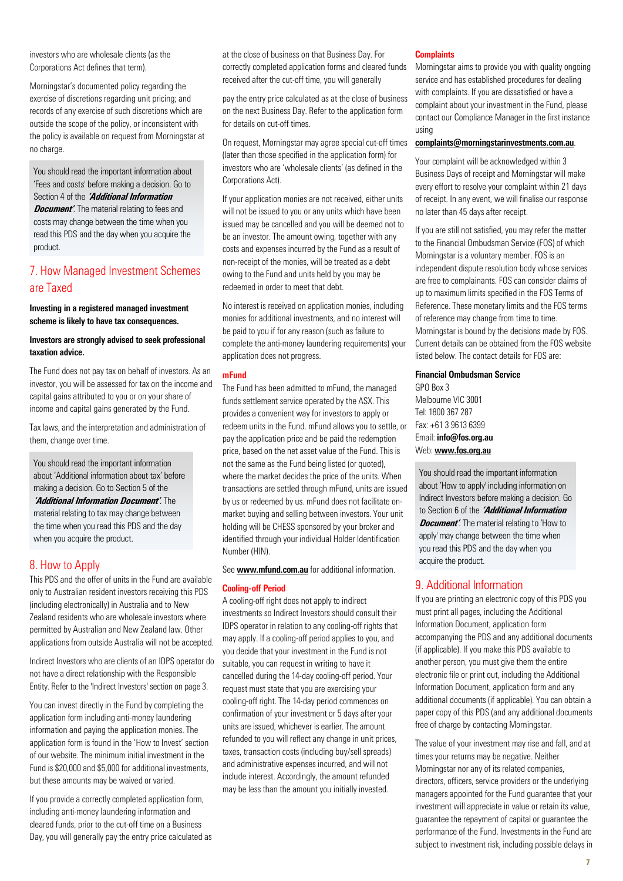investors who are wholesale clients (as the Corporations Act defines that term).

Morningstar's documented policy regarding the exercise of discretions regarding unit pricing; and records of any exercise of such discretions which are outside the scope of the policy, or inconsistent with the policy is available on request from Morningstar at no charge.

You should read the important information about 'Fees and costs' before making a decision. Go to Section 4 of the ***'Additional Information Document'***. The material relating to fees and costs may change between the time when you read this PDS and the day when you acquire the product.

## 7. How Managed Investment Schemes are Taxed

**Investing in a registered managed investment scheme is likely to have tax consequences.**

**Investors are strongly advised to seek professional taxation advice.**

The Fund does not pay tax on behalf of investors. As an investor, you will be assessed for tax on the income and capital gains attributed to you or on your share of income and capital gains generated by the Fund.

Tax laws, and the interpretation and administration of them, change over time.

You should read the important information about 'Additional information about tax' before making a decision. Go to Section 5 of the ***'Additional Information Document'***. The material relating to tax may change between the time when you read this PDS and the day when you acquire the product.

## 8. How to Apply

This PDS and the offer of units in the Fund are available only to Australian resident investors receiving this PDS (including electronically) in Australia and to New Zealand residents who are wholesale investors where permitted by Australian and New Zealand law. Other applications from outside Australia will not be accepted.

Indirect Investors who are clients of an IDPS operator do not have a direct relationship with the Responsible Entity. Refer to the 'Indirect Investors' section on page 3.

You can invest directly in the Fund by completing the application form including anti-money laundering information and paying the application monies. The application form is found in the 'How to Invest' section of our website. The minimum initial investment in the Fund is $20,000 and $5,000 for additional investments, but these amounts may be waived or varied.

If you provide a correctly completed application form, including anti-money laundering information and cleared funds, prior to the cut-off time on a Business Day, you will generally pay the entry price calculated as at the close of business on that Business Day. For correctly completed application forms and cleared funds received after the cut-off time, you will generally pay the entry price calculated as at the close of business on the next Business Day. Refer to the application form for details on cut-off times.

On request, Morningstar may agree special cut-off times (later than those specified in the application form) for investors who are 'wholesale clients' (as defined in the Corporations Act).

If your application monies are not received, either units will not be issued to you or any units which have been issued may be cancelled and you will be deemed not to be an investor. The amount owing, together with any costs and expenses incurred by the Fund as a result of non-receipt of the monies, will be treated as a debt owing to the Fund and units held by you may be redeemed in order to meet that debt.

No interest is received on application monies, including monies for additional investments, and no interest will be paid to you if for any reason (such as failure to complete the anti-money laundering requirements) your application does not progress.

### mFund

The Fund has been admitted to mFund, the managed funds settlement service operated by the ASX. This provides a convenient way for investors to apply or redeem units in the Fund. mFund allows you to settle, or pay the application price and be paid the redemption price, based on the net asset value of the Fund. This is not the same as the Fund being listed (or quoted), where the market decides the price of the units. When transactions are settled through mFund, units are issued by us or redeemed by us. mFund does not facilitate on-market buying and selling between investors. Your unit holding will be CHESS sponsored by your broker and identified through your individual Holder Identification Number (HIN).

See **www.mfund.com.au** for additional information.

### Cooling-off Period

A cooling-off right does not apply to indirect investments so Indirect Investors should consult their IDPS operator in relation to any cooling-off rights that may apply. If a cooling-off period applies to you, and you decide that your investment in the Fund is not suitable, you can request in writing to have it cancelled during the 14-day cooling-off period. Your request must state that you are exercising your cooling-off right. The 14-day period commences on confirmation of your investment or 5 days after your units are issued, whichever is earlier. The amount refunded to you will reflect any change in unit prices, taxes, transaction costs (including buy/sell spreads) and administrative expenses incurred, and will not include interest. Accordingly, the amount refunded may be less than the amount you initially invested.

### Complaints

Morningstar aims to provide you with quality ongoing service and has established procedures for dealing with complaints. If you are dissatisfied or have a complaint about your investment in the Fund, please contact our Compliance Manager in the first instance using **complaints@morningstarinvestments.com.au**.

Your complaint will be acknowledged within 3 Business Days of receipt and Morningstar will make every effort to resolve your complaint within 21 days of receipt. In any event, we will finalise our response no later than 45 days after receipt.

If you are still not satisfied, you may refer the matter to the Financial Ombudsman Service (FOS) of which Morningstar is a voluntary member. FOS is an independent dispute resolution body whose services are free to complainants. FOS can consider claims of up to maximum limits specified in the FOS Terms of Reference. These monetary limits and the FOS terms of reference may change from time to time. Morningstar is bound by the decisions made by FOS. Current details can be obtained from the FOS website listed below. The contact details for FOS are:

**Financial Ombudsman Service**
GPO Box 3
Melbourne VIC 3001
Tel: 1800 367 287
Fax: +61 3 9613 6399
Email: **info@fos.org.au**
Web: **www.fos.org.au**

You should read the important information about 'How to apply' including information on Indirect Investors before making a decision. Go to Section 6 of the ***'Additional Information Document'***. The material relating to 'How to apply' may change between the time when you read this PDS and the day when you acquire the product.

## 9. Additional Information

If you are printing an electronic copy of this PDS you must print all pages, including the Additional Information Document, application form accompanying the PDS and any additional documents (if applicable). If you make this PDS available to another person, you must give them the entire electronic file or print out, including the Additional Information Document, application form and any additional documents (if applicable). You can obtain a paper copy of this PDS (and any additional documents free of charge by contacting Morningstar.

The value of your investment may rise and fall, and at times your returns may be negative. Neither Morningstar nor any of its related companies, directors, officers, service providers or the underlying managers appointed for the Fund guarantee that your investment will appreciate in value or retain its value, guarantee the repayment of capital or guarantee the performance of the Fund. Investments in the Fund are subject to investment risk, including possible delays in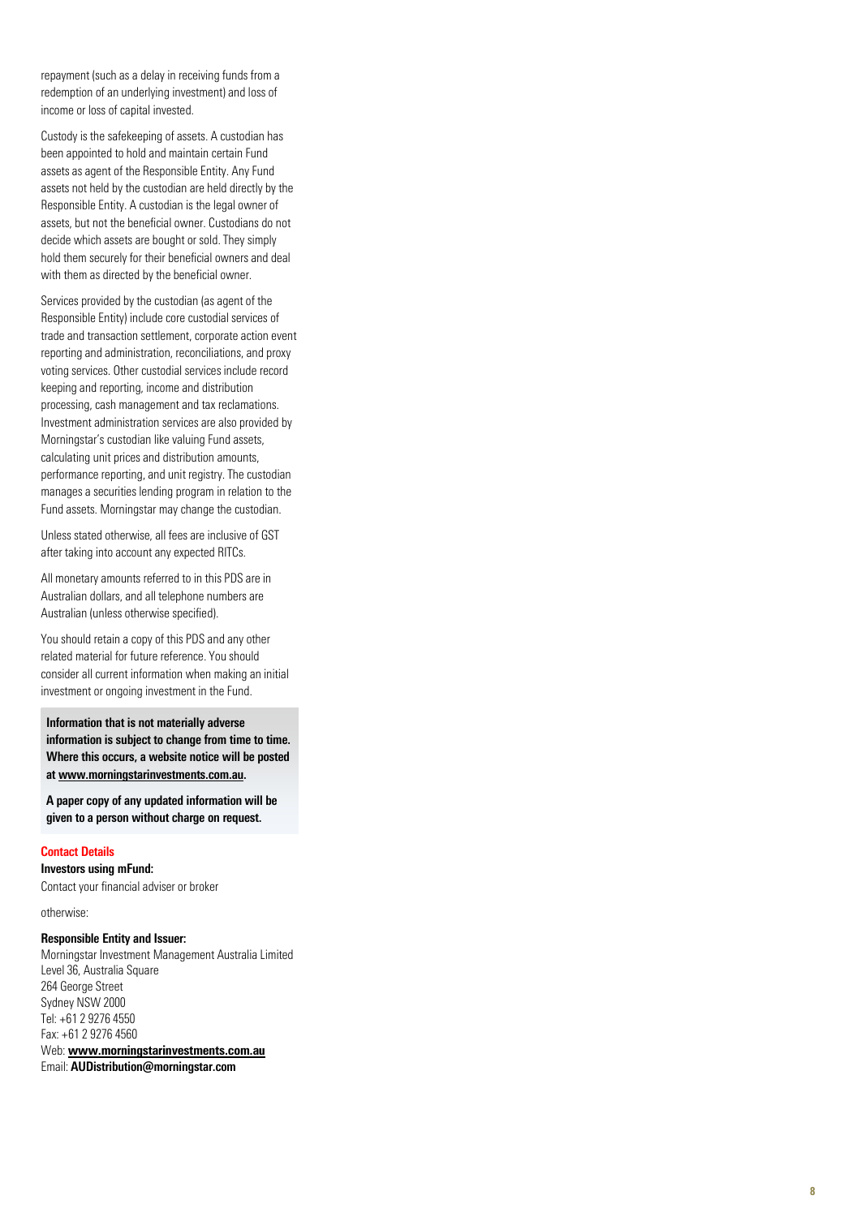repayment (such as a delay in receiving funds from a redemption of an underlying investment) and loss of income or loss of capital invested.

Custody is the safekeeping of assets. A custodian has been appointed to hold and maintain certain Fund assets as agent of the Responsible Entity. Any Fund assets not held by the custodian are held directly by the Responsible Entity. A custodian is the legal owner of assets, but not the beneficial owner. Custodians do not decide which assets are bought or sold. They simply hold them securely for their beneficial owners and deal with them as directed by the beneficial owner.

Services provided by the custodian (as agent of the Responsible Entity) include core custodial services of trade and transaction settlement, corporate action event reporting and administration, reconciliations, and proxy voting services. Other custodial services include record keeping and reporting, income and distribution processing, cash management and tax reclamations. Investment administration services are also provided by Morningstar's custodian like valuing Fund assets, calculating unit prices and distribution amounts, performance reporting, and unit registry. The custodian manages a securities lending program in relation to the Fund assets. Morningstar may change the custodian.

Unless stated otherwise, all fees are inclusive of GST after taking into account any expected RITCs.

All monetary amounts referred to in this PDS are in Australian dollars, and all telephone numbers are Australian (unless otherwise specified).

You should retain a copy of this PDS and any other related material for future reference. You should consider all current information when making an initial investment or ongoing investment in the Fund.

**Information that is not materially adverse information is subject to change from time to time. Where this occurs, a website notice will be posted at www.morningstarinvestments.com.au.**

**A paper copy of any updated information will be given to a person without charge on request.**

## Contact Details

**Investors using mFund:**
Contact your financial adviser or broker

otherwise:

**Responsible Entity and Issuer:**
Morningstar Investment Management Australia Limited
Level 36, Australia Square
264 George Street
Sydney NSW 2000
Tel: +61 2 9276 4550
Fax: +61 2 9276 4560
Web: **www.morningstarinvestments.com.au**
Email: **AUDistribution@morningstar.com**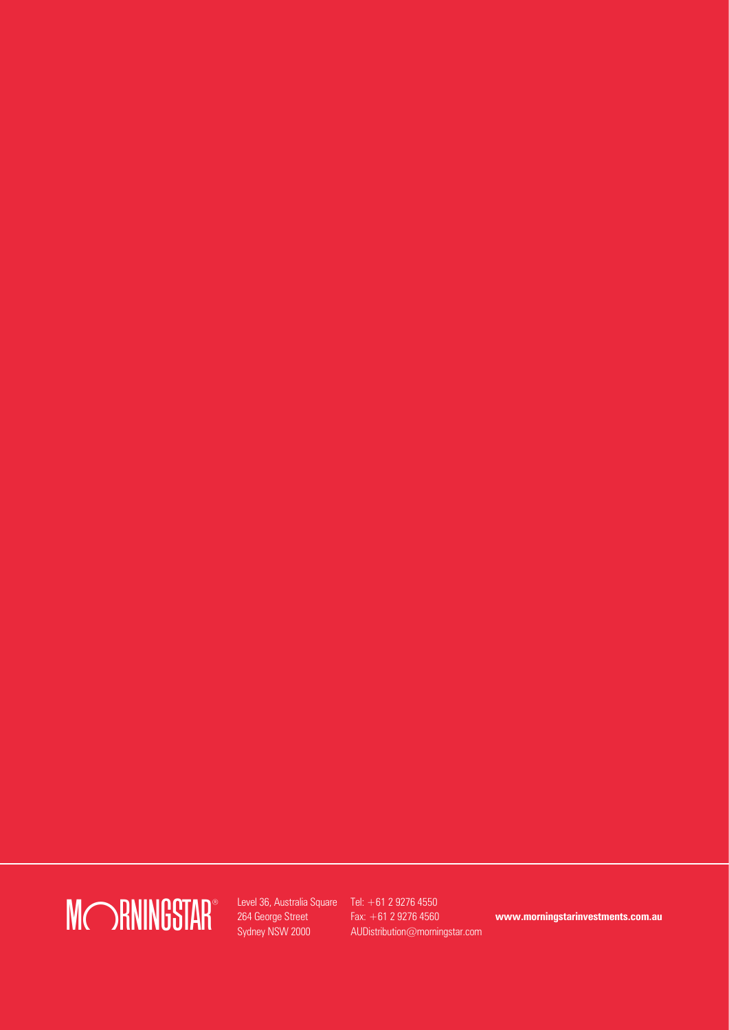MORNINGSTAR®

Level 36, Australia Square
264 George Street
Sydney NSW 2000

Tel: +61 2 9276 4550
Fax: +61 2 9276 4560
AUDistribution@morningstar.com

**www.morningstarinvestments.com.au**